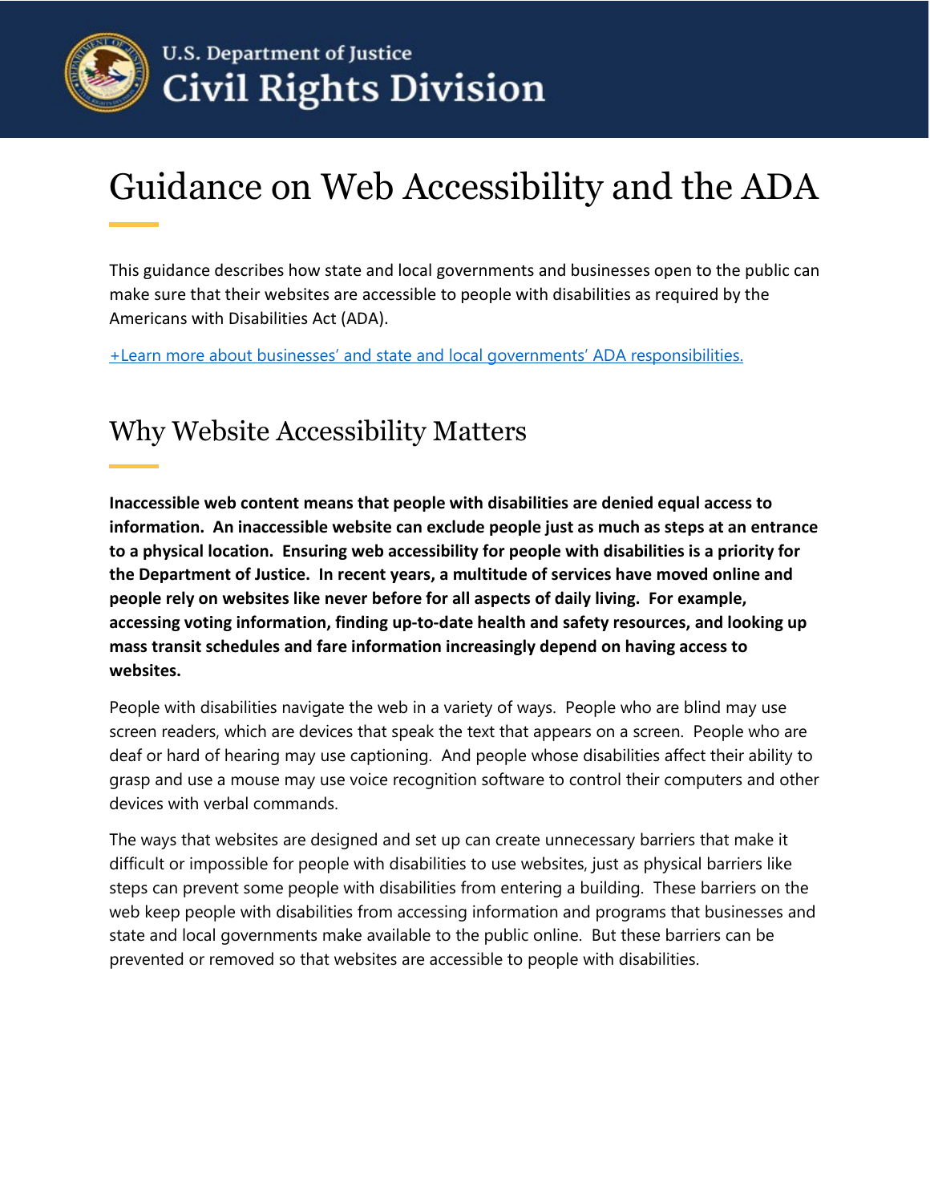U.S. Department of Justice
Civil Rights Division

# Guidance on Web Accessibility and the ADA

This guidance describes how state and local governments and businesses open to the public can make sure that their websites are accessible to people with disabilities as required by the Americans with Disabilities Act (ADA).

+Learn more about businesses' and state and local governments' ADA responsibilities.

## Why Website Accessibility Matters

**Inaccessible web content means that people with disabilities are denied equal access to information. An inaccessible website can exclude people just as much as steps at an entrance to a physical location. Ensuring web accessibility for people with disabilities is a priority for the Department of Justice. In recent years, a multitude of services have moved online and people rely on websites like never before for all aspects of daily living. For example, accessing voting information, finding up-to-date health and safety resources, and looking up mass transit schedules and fare information increasingly depend on having access to websites.**

People with disabilities navigate the web in a variety of ways. People who are blind may use screen readers, which are devices that speak the text that appears on a screen. People who are deaf or hard of hearing may use captioning. And people whose disabilities affect their ability to grasp and use a mouse may use voice recognition software to control their computers and other devices with verbal commands.

The ways that websites are designed and set up can create unnecessary barriers that make it difficult or impossible for people with disabilities to use websites, just as physical barriers like steps can prevent some people with disabilities from entering a building. These barriers on the web keep people with disabilities from accessing information and programs that businesses and state and local governments make available to the public online. But these barriers can be prevented or removed so that websites are accessible to people with disabilities.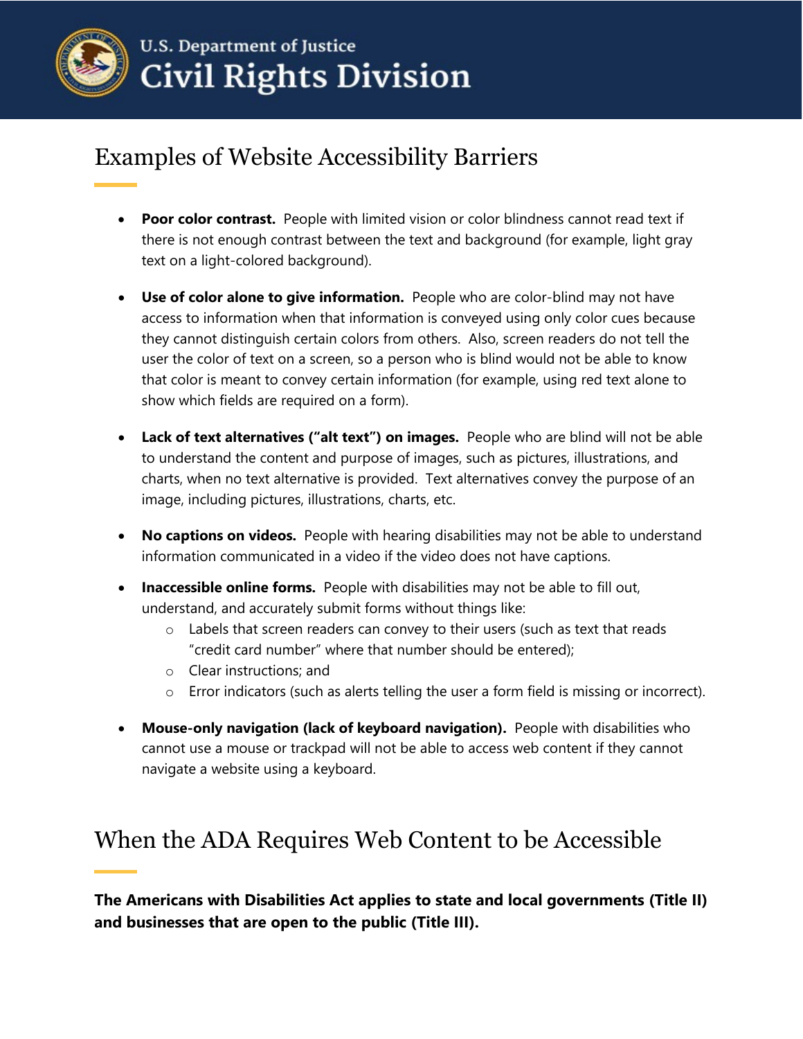## Examples of Website Accessibility Barriers

- **Poor color contrast.** People with limited vision or color blindness cannot read text if there is not enough contrast between the text and background (for example, light gray text on a light-colored background).

- **Use of color alone to give information.** People who are color-blind may not have access to information when that information is conveyed using only color cues because they cannot distinguish certain colors from others. Also, screen readers do not tell the user the color of text on a screen, so a person who is blind would not be able to know that color is meant to convey certain information (for example, using red text alone to show which fields are required on a form).

- **Lack of text alternatives ("alt text") on images.** People who are blind will not be able to understand the content and purpose of images, such as pictures, illustrations, and charts, when no text alternative is provided. Text alternatives convey the purpose of an image, including pictures, illustrations, charts, etc.

- **No captions on videos.** People with hearing disabilities may not be able to understand information communicated in a video if the video does not have captions.

- **Inaccessible online forms.** People with disabilities may not be able to fill out, understand, and accurately submit forms without things like:
  - Labels that screen readers can convey to their users (such as text that reads "credit card number" where that number should be entered);
  - Clear instructions; and
  - Error indicators (such as alerts telling the user a form field is missing or incorrect).

- **Mouse-only navigation (lack of keyboard navigation).** People with disabilities who cannot use a mouse or trackpad will not be able to access web content if they cannot navigate a website using a keyboard.

## When the ADA Requires Web Content to be Accessible

**The Americans with Disabilities Act applies to state and local governments (Title II) and businesses that are open to the public (Title III).**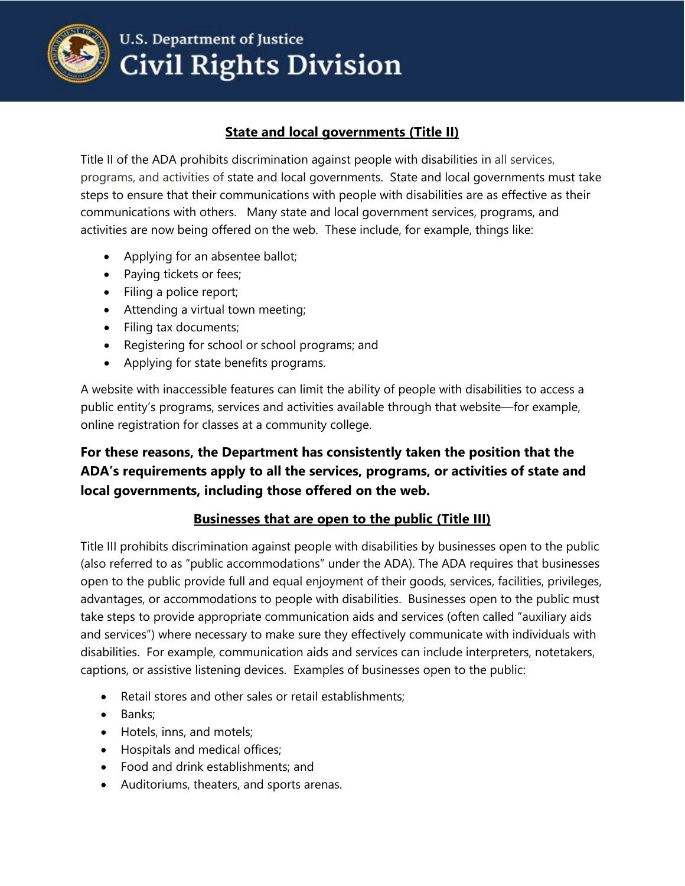## State and local governments (Title II)

Title II of the ADA prohibits discrimination against people with disabilities in all services, programs, and activities of state and local governments. State and local governments must take steps to ensure that their communications with people with disabilities are as effective as their communications with others. Many state and local government services, programs, and activities are now being offered on the web. These include, for example, things like:

- Applying for an absentee ballot;
- Paying tickets or fees;
- Filing a police report;
- Attending a virtual town meeting;
- Filing tax documents;
- Registering for school or school programs; and
- Applying for state benefits programs.

A website with inaccessible features can limit the ability of people with disabilities to access a public entity's programs, services and activities available through that website—for example, online registration for classes at a community college.

**For these reasons, the Department has consistently taken the position that the ADA's requirements apply to all the services, programs, or activities of state and local governments, including those offered on the web.**

## Businesses that are open to the public (Title III)

Title III prohibits discrimination against people with disabilities by businesses open to the public (also referred to as "public accommodations" under the ADA). The ADA requires that businesses open to the public provide full and equal enjoyment of their goods, services, facilities, privileges, advantages, or accommodations to people with disabilities. Businesses open to the public must take steps to provide appropriate communication aids and services (often called "auxiliary aids and services") where necessary to make sure they effectively communicate with individuals with disabilities. For example, communication aids and services can include interpreters, notetakers, captions, or assistive listening devices. Examples of businesses open to the public:

- Retail stores and other sales or retail establishments;
- Banks;
- Hotels, inns, and motels;
- Hospitals and medical offices;
- Food and drink establishments; and
- Auditoriums, theaters, and sports arenas.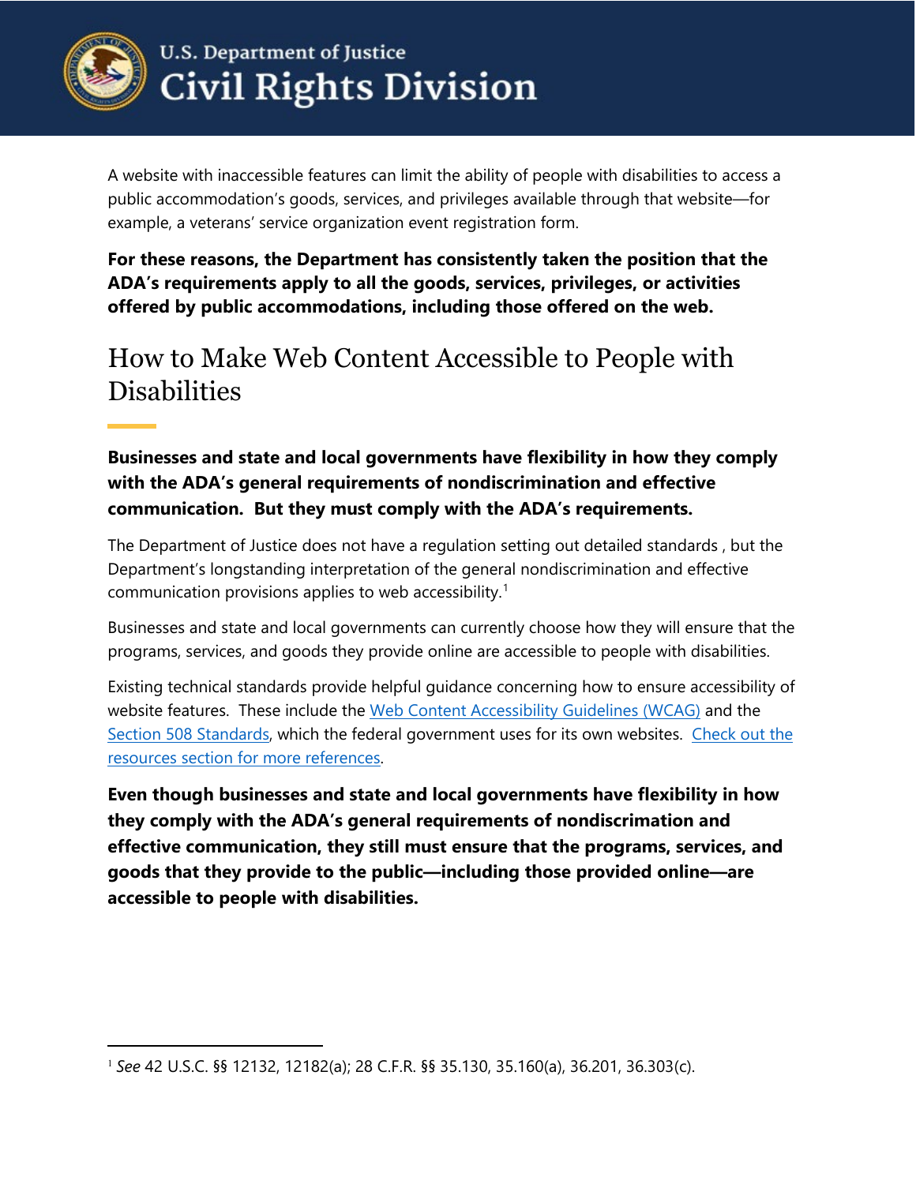A website with inaccessible features can limit the ability of people with disabilities to access a public accommodation's goods, services, and privileges available through that website—for example, a veterans' service organization event registration form.

**For these reasons, the Department has consistently taken the position that the ADA's requirements apply to all the goods, services, privileges, or activities offered by public accommodations, including those offered on the web.**

## How to Make Web Content Accessible to People with Disabilities

**Businesses and state and local governments have flexibility in how they comply with the ADA's general requirements of nondiscrimination and effective communication. But they must comply with the ADA's requirements.**

The Department of Justice does not have a regulation setting out detailed standards , but the Department's longstanding interpretation of the general nondiscrimination and effective communication provisions applies to web accessibility.[1]

Businesses and state and local governments can currently choose how they will ensure that the programs, services, and goods they provide online are accessible to people with disabilities.

Existing technical standards provide helpful guidance concerning how to ensure accessibility of website features. These include the [Web Content Accessibility Guidelines (WCAG)]() and the [Section 508 Standards](), which the federal government uses for its own websites. [Check out the resources section for more references]().

**Even though businesses and state and local governments have flexibility in how they comply with the ADA's general requirements of nondiscrimation and effective communication, they still must ensure that the programs, services, and goods that they provide to the public—including those provided online—are accessible to people with disabilities.**

---

[1] *See* 42 U.S.C. §§ 12132, 12182(a); 28 C.F.R. §§ 35.130, 35.160(a), 36.201, 36.303(c).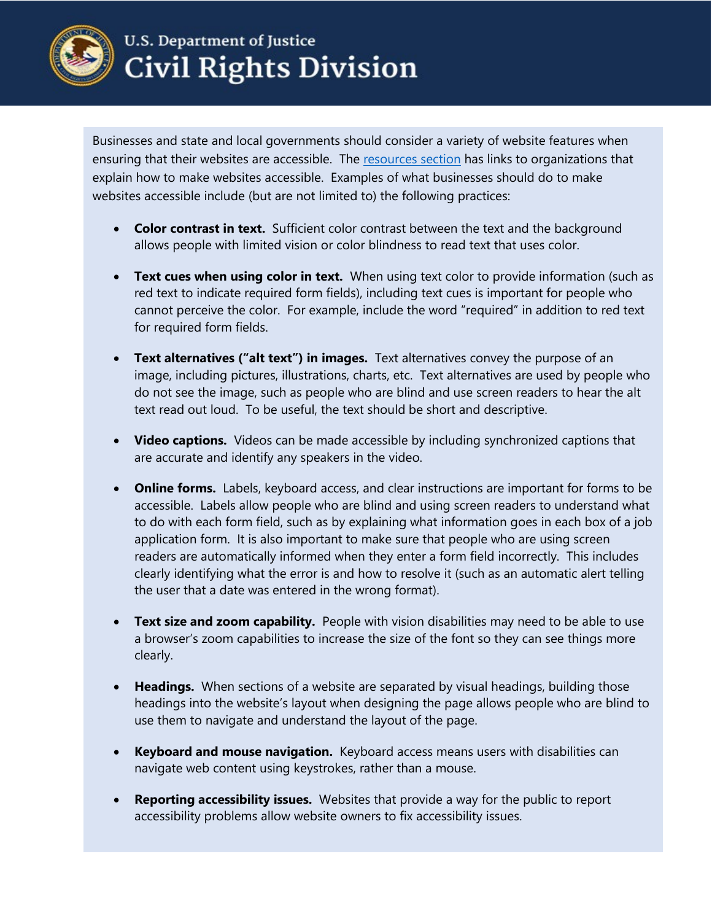Businesses and state and local governments should consider a variety of website features when ensuring that their websites are accessible. The resources section has links to organizations that explain how to make websites accessible. Examples of what businesses should do to make websites accessible include (but are not limited to) the following practices:

- **Color contrast in text.** Sufficient color contrast between the text and the background allows people with limited vision or color blindness to read text that uses color.
- **Text cues when using color in text.** When using text color to provide information (such as red text to indicate required form fields), including text cues is important for people who cannot perceive the color. For example, include the word "required" in addition to red text for required form fields.
- **Text alternatives ("alt text") in images.** Text alternatives convey the purpose of an image, including pictures, illustrations, charts, etc. Text alternatives are used by people who do not see the image, such as people who are blind and use screen readers to hear the alt text read out loud. To be useful, the text should be short and descriptive.
- **Video captions.** Videos can be made accessible by including synchronized captions that are accurate and identify any speakers in the video.
- **Online forms.** Labels, keyboard access, and clear instructions are important for forms to be accessible. Labels allow people who are blind and using screen readers to understand what to do with each form field, such as by explaining what information goes in each box of a job application form. It is also important to make sure that people who are using screen readers are automatically informed when they enter a form field incorrectly. This includes clearly identifying what the error is and how to resolve it (such as an automatic alert telling the user that a date was entered in the wrong format).
- **Text size and zoom capability.** People with vision disabilities may need to be able to use a browser's zoom capabilities to increase the size of the font so they can see things more clearly.
- **Headings.** When sections of a website are separated by visual headings, building those headings into the website's layout when designing the page allows people who are blind to use them to navigate and understand the layout of the page.
- **Keyboard and mouse navigation.** Keyboard access means users with disabilities can navigate web content using keystrokes, rather than a mouse.
- **Reporting accessibility issues.** Websites that provide a way for the public to report accessibility problems allow website owners to fix accessibility issues.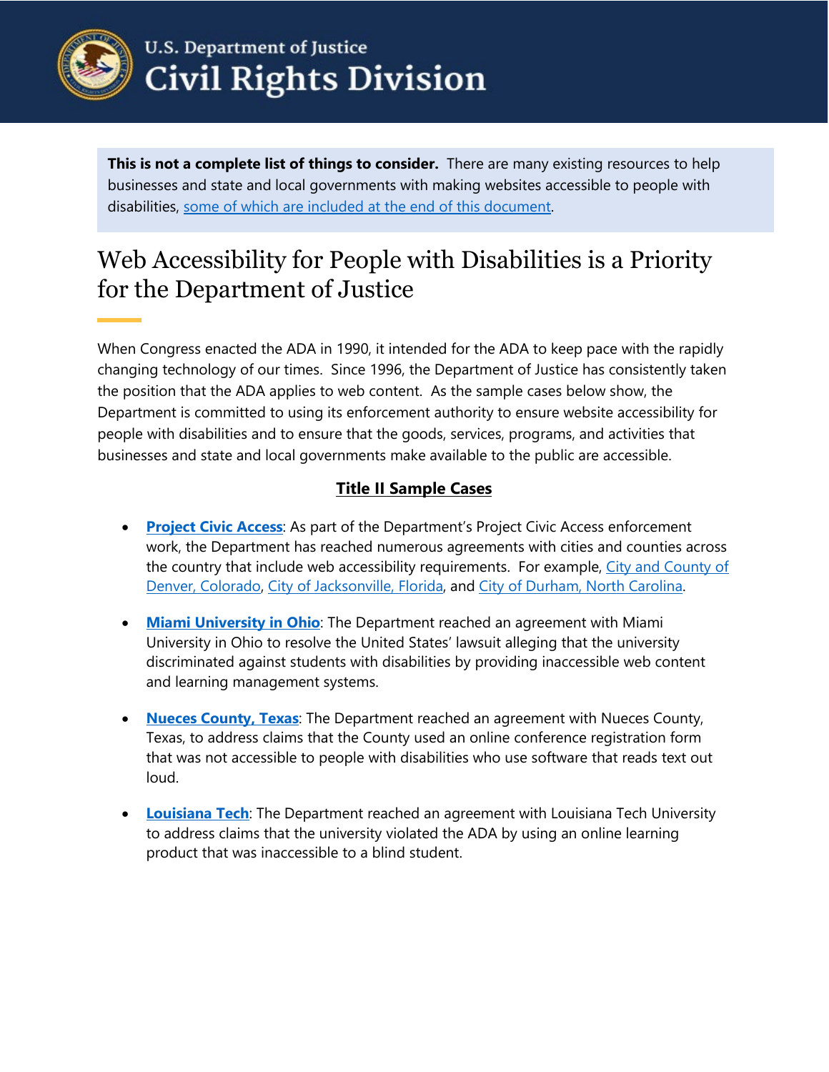**This is not a complete list of things to consider.** There are many existing resources to help businesses and state and local governments with making websites accessible to people with disabilities, some of which are included at the end of this document.

# Web Accessibility for People with Disabilities is a Priority for the Department of Justice

When Congress enacted the ADA in 1990, it intended for the ADA to keep pace with the rapidly changing technology of our times. Since 1996, the Department of Justice has consistently taken the position that the ADA applies to web content. As the sample cases below show, the Department is committed to using its enforcement authority to ensure website accessibility for people with disabilities and to ensure that the goods, services, programs, and activities that businesses and state and local governments make available to the public are accessible.

## Title II Sample Cases

- **Project Civic Access**: As part of the Department's Project Civic Access enforcement work, the Department has reached numerous agreements with cities and counties across the country that include web accessibility requirements. For example, City and County of Denver, Colorado, City of Jacksonville, Florida, and City of Durham, North Carolina.

- **Miami University in Ohio**: The Department reached an agreement with Miami University in Ohio to resolve the United States' lawsuit alleging that the university discriminated against students with disabilities by providing inaccessible web content and learning management systems.

- **Nueces County, Texas**: The Department reached an agreement with Nueces County, Texas, to address claims that the County used an online conference registration form that was not accessible to people with disabilities who use software that reads text out loud.

- **Louisiana Tech**: The Department reached an agreement with Louisiana Tech University to address claims that the university violated the ADA by using an online learning product that was inaccessible to a blind student.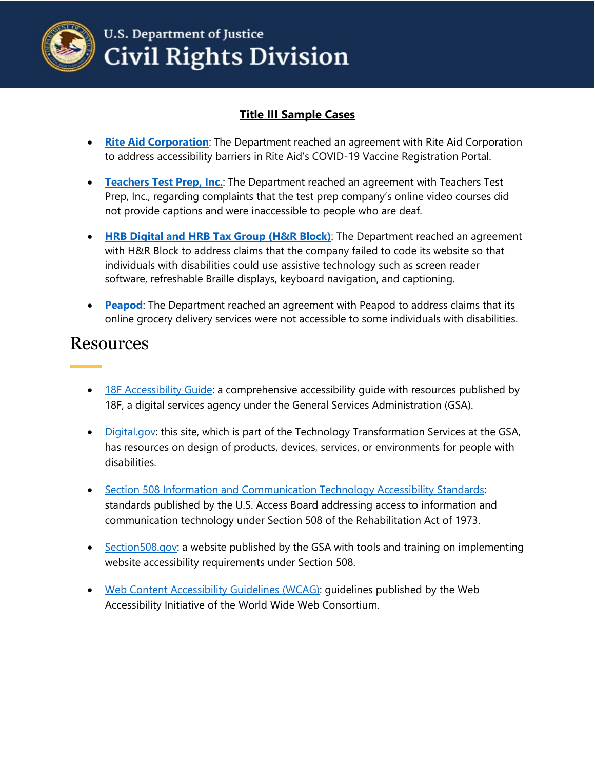U.S. Department of Justice
Civil Rights Division

## Title III Sample Cases

- **Rite Aid Corporation**: The Department reached an agreement with Rite Aid Corporation to address accessibility barriers in Rite Aid's COVID-19 Vaccine Registration Portal.
- **Teachers Test Prep, Inc.**: The Department reached an agreement with Teachers Test Prep, Inc., regarding complaints that the test prep company's online video courses did not provide captions and were inaccessible to people who are deaf.
- **HRB Digital and HRB Tax Group (H&R Block)**: The Department reached an agreement with H&R Block to address claims that the company failed to code its website so that individuals with disabilities could use assistive technology such as screen reader software, refreshable Braille displays, keyboard navigation, and captioning.
- **Peapod**: The Department reached an agreement with Peapod to address claims that its online grocery delivery services were not accessible to some individuals with disabilities.

# Resources

- 18F Accessibility Guide: a comprehensive accessibility guide with resources published by 18F, a digital services agency under the General Services Administration (GSA).
- Digital.gov: this site, which is part of the Technology Transformation Services at the GSA, has resources on design of products, devices, services, or environments for people with disabilities.
- Section 508 Information and Communication Technology Accessibility Standards: standards published by the U.S. Access Board addressing access to information and communication technology under Section 508 of the Rehabilitation Act of 1973.
- Section508.gov: a website published by the GSA with tools and training on implementing website accessibility requirements under Section 508.
- Web Content Accessibility Guidelines (WCAG): guidelines published by the Web Accessibility Initiative of the World Wide Web Consortium.